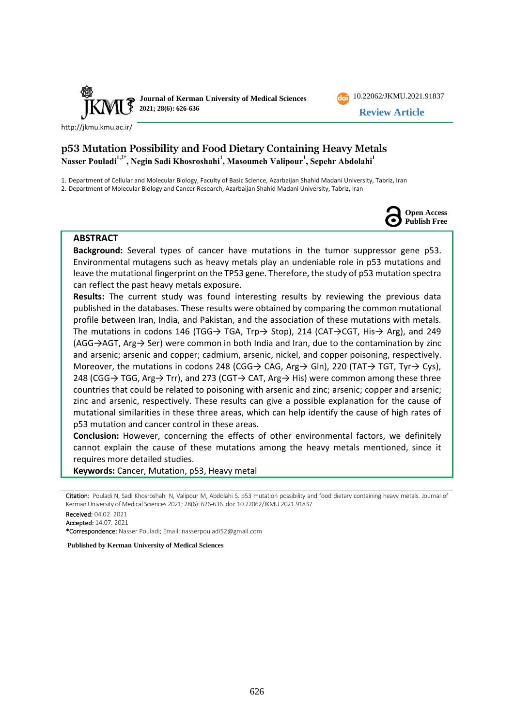Journal of Kerman University of Medical Sciences
2021; 28(6): 626-636

10.22062/JKMU.2021.91837

**Review Article**

http://jkmu.kmu.ac.ir/

# p53 Mutation Possibility and Food Dietary Containing Heavy Metals

**Nasser Pouladi[1,2*], Negin Sadi Khosroshahi[1], Masoumeh Valipour[1], Sepehr Abdolahi[1]**

1. Department of Cellular and Molecular Biology, Faculty of Basic Science, Azarbaijan Shahid Madani University, Tabriz, Iran
2. Department of Molecular Biology and Cancer Research, Azarbaijan Shahid Madani University, Tabriz, Iran

Open Access
Publish Free

## ABSTRACT

**Background:** Several types of cancer have mutations in the tumor suppressor gene p53. Environmental mutagens such as heavy metals play an undeniable role in p53 mutations and leave the mutational fingerprint on the TP53 gene. Therefore, the study of p53 mutation spectra can reflect the past heavy metals exposure.

**Results:** The current study was found interesting results by reviewing the previous data published in the databases. These results were obtained by comparing the common mutational profile between Iran, India, and Pakistan, and the association of these mutations with metals. The mutations in codons 146 (TGG→ TGA, Trp→ Stop), 214 (CAT→CGT, His→ Arg), and 249 (AGG→AGT, Arg→ Ser) were common in both India and Iran, due to the contamination by zinc and arsenic; arsenic and copper; cadmium, arsenic, nickel, and copper poisoning, respectively. Moreover, the mutations in codons 248 (CGG→ CAG, Arg→ Gln), 220 (TAT→ TGT, Tyr→ Cys), 248 (CGG→ TGG, Arg→ Trr), and 273 (CGT→ CAT, Arg→ His) were common among these three countries that could be related to poisoning with arsenic and zinc; arsenic; copper and arsenic; zinc and arsenic, respectively. These results can give a possible explanation for the cause of mutational similarities in these three areas, which can help identify the cause of high rates of p53 mutation and cancer control in these areas.

**Conclusion:** However, concerning the effects of other environmental factors, we definitely cannot explain the cause of these mutations among the heavy metals mentioned, since it requires more detailed studies.

**Keywords:** Cancer, Mutation, p53, Heavy metal

Citation: Pouladi N, Sadi Khosroshahi N, Valipour M, Abdolahi S. p53 mutation possibility and food dietary containing heavy metals. Journal of Kerman University of Medical Sciences 2021; 28(6): 626-636. doi: 10.22062/JKMU.2021.91837

Received: 04.02. 2021
Accepted: 14.07. 2021
*Correspondence: Nasser Pouladi; Email: nasserpouladi52@gmail.com

**Published by Kerman University of Medical Sciences**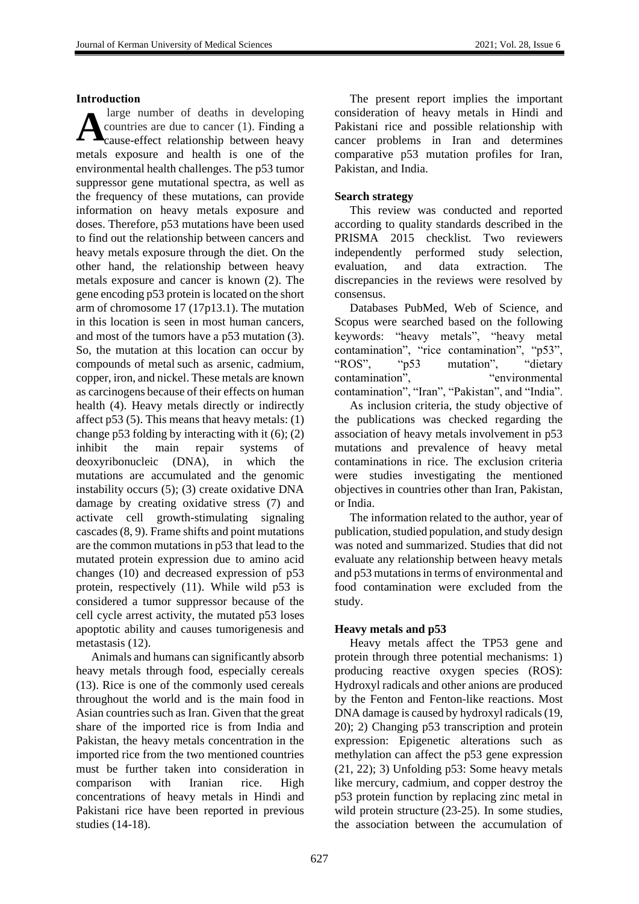## Introduction

A large number of deaths in developing countries are due to cancer (1). Finding a cause-effect relationship between heavy metals exposure and health is one of the environmental health challenges. The p53 tumor suppressor gene mutational spectra, as well as the frequency of these mutations, can provide information on heavy metals exposure and doses. Therefore, p53 mutations have been used to find out the relationship between cancers and heavy metals exposure through the diet. On the other hand, the relationship between heavy metals exposure and cancer is known (2). The gene encoding p53 protein is located on the short arm of chromosome 17 (17p13.1). The mutation in this location is seen in most human cancers, and most of the tumors have a p53 mutation (3). So, the mutation at this location can occur by compounds of metal such as arsenic, cadmium, copper, iron, and nickel. These metals are known as carcinogens because of their effects on human health (4). Heavy metals directly or indirectly affect p53 (5). This means that heavy metals: (1) change p53 folding by interacting with it (6); (2) inhibit the main repair systems of deoxyribonucleic (DNA), in which the mutations are accumulated and the genomic instability occurs (5); (3) create oxidative DNA damage by creating oxidative stress (7) and activate cell growth-stimulating signaling cascades (8, 9). Frame shifts and point mutations are the common mutations in p53 that lead to the mutated protein expression due to amino acid changes (10) and decreased expression of p53 protein, respectively (11). While wild p53 is considered a tumor suppressor because of the cell cycle arrest activity, the mutated p53 loses apoptotic ability and causes tumorigenesis and metastasis (12).

Animals and humans can significantly absorb heavy metals through food, especially cereals (13). Rice is one of the commonly used cereals throughout the world and is the main food in Asian countries such as Iran. Given that the great share of the imported rice is from India and Pakistan, the heavy metals concentration in the imported rice from the two mentioned countries must be further taken into consideration in comparison with Iranian rice. High concentrations of heavy metals in Hindi and Pakistani rice have been reported in previous studies (14-18).

The present report implies the important consideration of heavy metals in Hindi and Pakistani rice and possible relationship with cancer problems in Iran and determines comparative p53 mutation profiles for Iran, Pakistan, and India.

## Search strategy

This review was conducted and reported according to quality standards described in the PRISMA 2015 checklist. Two reviewers independently performed study selection, evaluation, and data extraction. The discrepancies in the reviews were resolved by consensus.

Databases PubMed, Web of Science, and Scopus were searched based on the following keywords: "heavy metals", "heavy metal contamination", "rice contamination", "p53", "ROS", "p53 mutation", "dietary contamination", "environmental contamination", "Iran", "Pakistan", and "India".

As inclusion criteria, the study objective of the publications was checked regarding the association of heavy metals involvement in p53 mutations and prevalence of heavy metal contaminations in rice. The exclusion criteria were studies investigating the mentioned objectives in countries other than Iran, Pakistan, or India.

The information related to the author, year of publication, studied population, and study design was noted and summarized. Studies that did not evaluate any relationship between heavy metals and p53 mutations in terms of environmental and food contamination were excluded from the study.

## Heavy metals and p53

Heavy metals affect the TP53 gene and protein through three potential mechanisms: 1) producing reactive oxygen species (ROS): Hydroxyl radicals and other anions are produced by the Fenton and Fenton-like reactions. Most DNA damage is caused by hydroxyl radicals (19, 20); 2) Changing p53 transcription and protein expression: Epigenetic alterations such as methylation can affect the p53 gene expression (21, 22); 3) Unfolding p53: Some heavy metals like mercury, cadmium, and copper destroy the p53 protein function by replacing zinc metal in wild protein structure (23-25). In some studies, the association between the accumulation of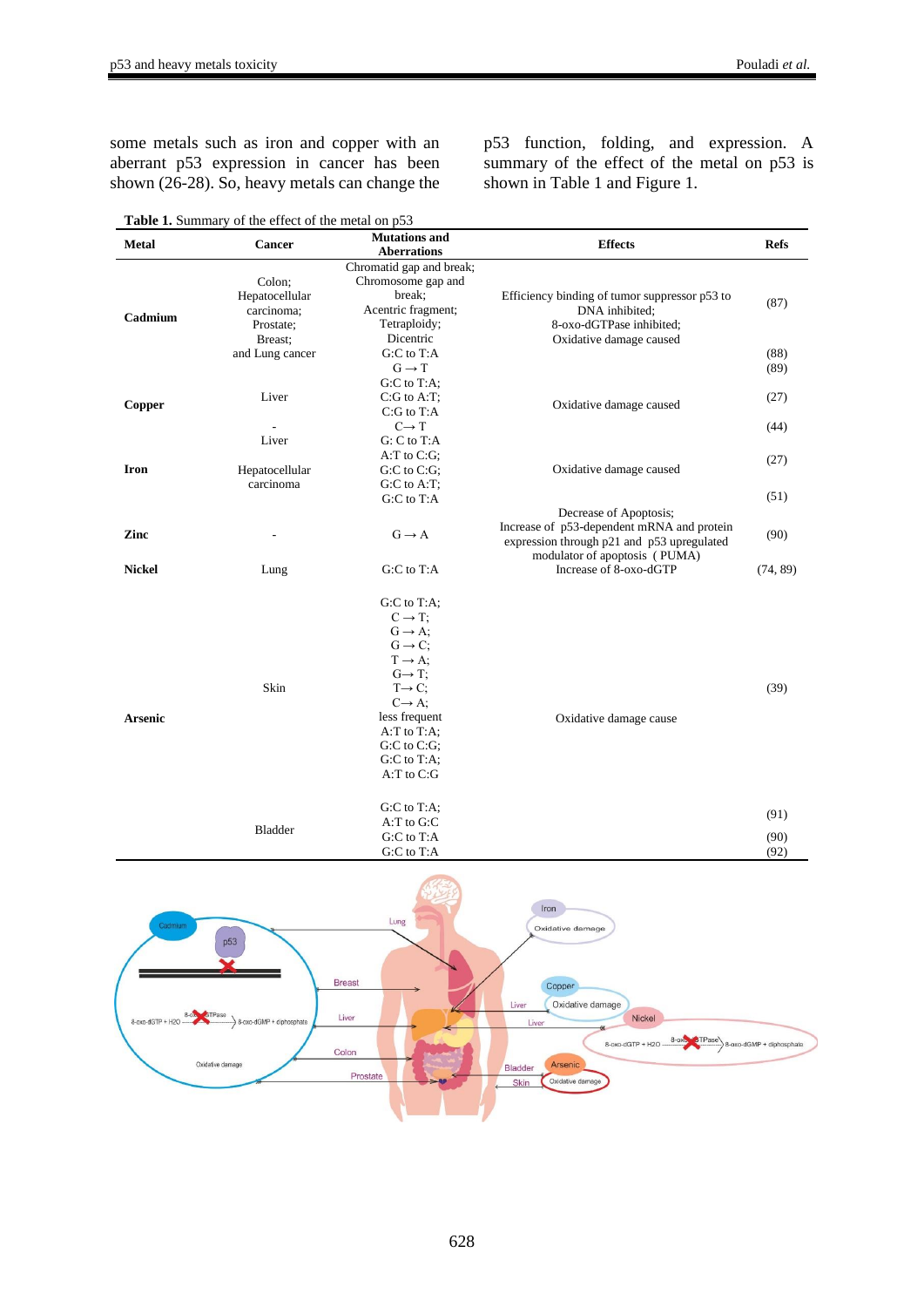some metals such as iron and copper with an aberrant p53 expression in cancer has been shown (26-28). So, heavy metals can change the p53 function, folding, and expression. A summary of the effect of the metal on p53 is shown in Table 1 and Figure 1.

**Table 1.** Summary of the effect of the metal on p53

| Metal | Cancer | Mutations and Aberrations | Effects | Refs |
|---|---|---|---|---|
| Cadmium | Colon; Hepatocellular carcinoma; Prostate; Breast; and Lung cancer | Chromatid gap and break; Chromosome gap and break; Acentric fragment; Tetraploidy; Dicentric | Efficiency binding of tumor suppressor p53 to DNA inhibited; 8-oxo-dGTPase inhibited; Oxidative damage caused | (87) |
| | | G:C to T:A | | (88) |
| | | G → T | | (89) |
| Copper | Liver | G:C to T:A; C:G to A:T; C:G to T:A | Oxidative damage caused | (27) |
| | - | C→ T | | (44) |
| Iron | Liver | G: C to T:A; A:T to C:G; G:C to C:G; G:C to A:T; | Oxidative damage caused | (27) |
| | Hepatocellular carcinoma | G:C to T:A | | (51) |
| Zinc | - | G → A | Decrease of Apoptosis; Increase of p53-dependent mRNA and protein expression through p21 and p53 upregulated modulator of apoptosis ( PUMA) | (90) |
| Nickel | Lung | G:C to T:A | Increase of 8-oxo-dGTP | (74, 89) |
| Arsenic | Skin | G:C to T:A; C → T; G → A; G → C; T → A; G→ T; T→ C; C→ A; less frequent A:T to T:A; G:C to C:G; G:C to T:A; A:T to C:G | Oxidative damage cause | (39) |
| | Bladder | G:C to T:A; A:T to G:C | | (91) |
| | | G:C to T:A | | (90) |
| | | G:C to T:A | | (92) |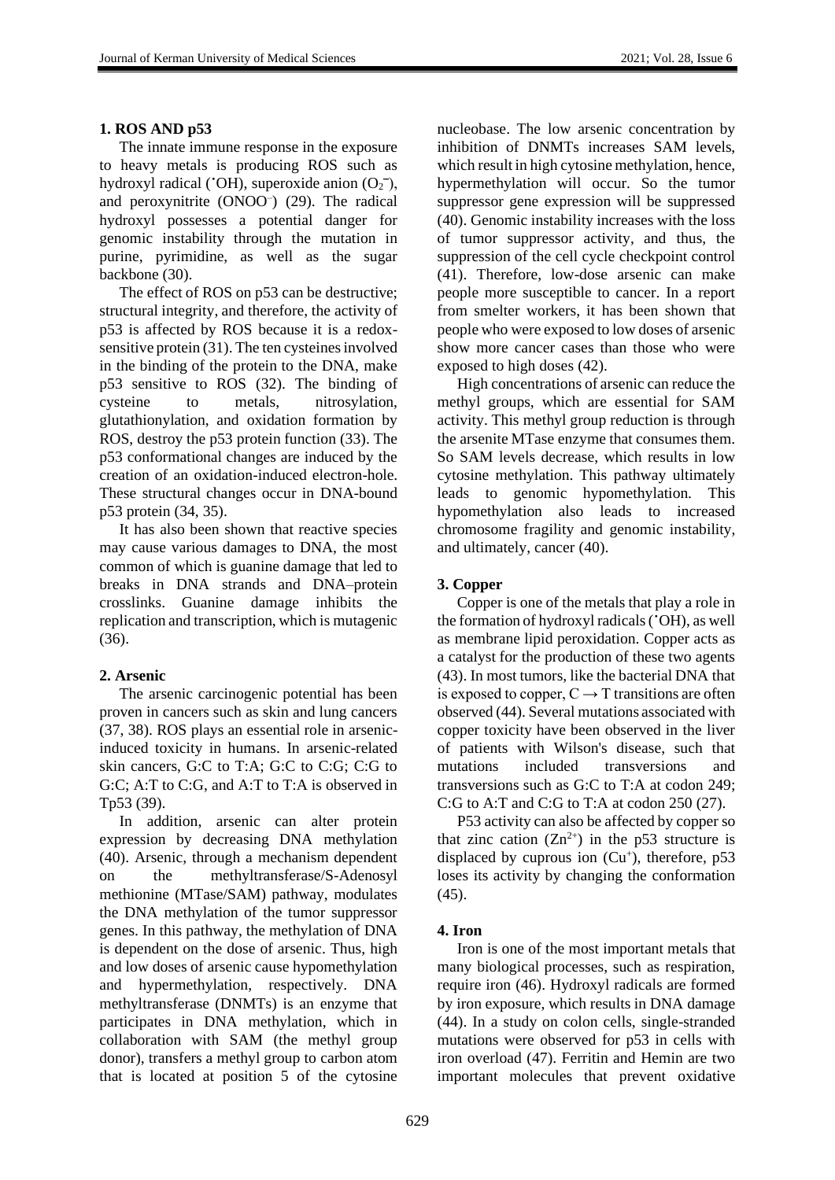## 1. ROS AND p53

The innate immune response in the exposure to heavy metals is producing ROS such as hydroxyl radical ($^{\bullet}OH$), superoxide anion ($O_2^{-}$), and peroxynitrite ($ONOO^{-}$) (29). The radical hydroxyl possesses a potential danger for genomic instability through the mutation in purine, pyrimidine, as well as the sugar backbone (30).

The effect of ROS on p53 can be destructive; structural integrity, and therefore, the activity of p53 is affected by ROS because it is a redox-sensitive protein (31). The ten cysteines involved in the binding of the protein to the DNA, make p53 sensitive to ROS (32). The binding of cysteine to metals, nitrosylation, glutathionylation, and oxidation formation by ROS, destroy the p53 protein function (33). The p53 conformational changes are induced by the creation of an oxidation-induced electron-hole. These structural changes occur in DNA-bound p53 protein (34, 35).

It has also been shown that reactive species may cause various damages to DNA, the most common of which is guanine damage that led to breaks in DNA strands and DNA–protein crosslinks. Guanine damage inhibits the replication and transcription, which is mutagenic (36).

## 2. Arsenic

The arsenic carcinogenic potential has been proven in cancers such as skin and lung cancers (37, 38). ROS plays an essential role in arsenic-induced toxicity in humans. In arsenic-related skin cancers, G:C to T:A; G:C to C:G; C:G to G:C; A:T to C:G, and A:T to T:A is observed in Tp53 (39).

In addition, arsenic can alter protein expression by decreasing DNA methylation (40). Arsenic, through a mechanism dependent on the methyltransferase/S-Adenosyl methionine (MTase/SAM) pathway, modulates the DNA methylation of the tumor suppressor genes. In this pathway, the methylation of DNA is dependent on the dose of arsenic. Thus, high and low doses of arsenic cause hypomethylation and hypermethylation, respectively. DNA methyltransferase (DNMTs) is an enzyme that participates in DNA methylation, which in collaboration with SAM (the methyl group donor), transfers a methyl group to carbon atom that is located at position 5 of the cytosine nucleobase. The low arsenic concentration by inhibition of DNMTs increases SAM levels, which result in high cytosine methylation, hence, hypermethylation will occur. So the tumor suppressor gene expression will be suppressed (40). Genomic instability increases with the loss of tumor suppressor activity, and thus, the suppression of the cell cycle checkpoint control (41). Therefore, low-dose arsenic can make people more susceptible to cancer. In a report from smelter workers, it has been shown that people who were exposed to low doses of arsenic show more cancer cases than those who were exposed to high doses (42).

High concentrations of arsenic can reduce the methyl groups, which are essential for SAM activity. This methyl group reduction is through the arsenite MTase enzyme that consumes them. So SAM levels decrease, which results in low cytosine methylation. This pathway ultimately leads to genomic hypomethylation. This hypomethylation also leads to increased chromosome fragility and genomic instability, and ultimately, cancer (40).

## 3. Copper

Copper is one of the metals that play a role in the formation of hydroxyl radicals ($^{\bullet}OH$), as well as membrane lipid peroxidation. Copper acts as a catalyst for the production of these two agents (43). In most tumors, like the bacterial DNA that is exposed to copper, C → T transitions are often observed (44). Several mutations associated with copper toxicity have been observed in the liver of patients with Wilson's disease, such that mutations included transversions and transversions such as G:C to T:A at codon 249; C:G to A:T and C:G to T:A at codon 250 (27).

P53 activity can also be affected by copper so that zinc cation ($Zn^{2+}$) in the p53 structure is displaced by cuprous ion ($Cu^{+}$), therefore, p53 loses its activity by changing the conformation (45).

## 4. Iron

Iron is one of the most important metals that many biological processes, such as respiration, require iron (46). Hydroxyl radicals are formed by iron exposure, which results in DNA damage (44). In a study on colon cells, single-stranded mutations were observed for p53 in cells with iron overload (47). Ferritin and Hemin are two important molecules that prevent oxidative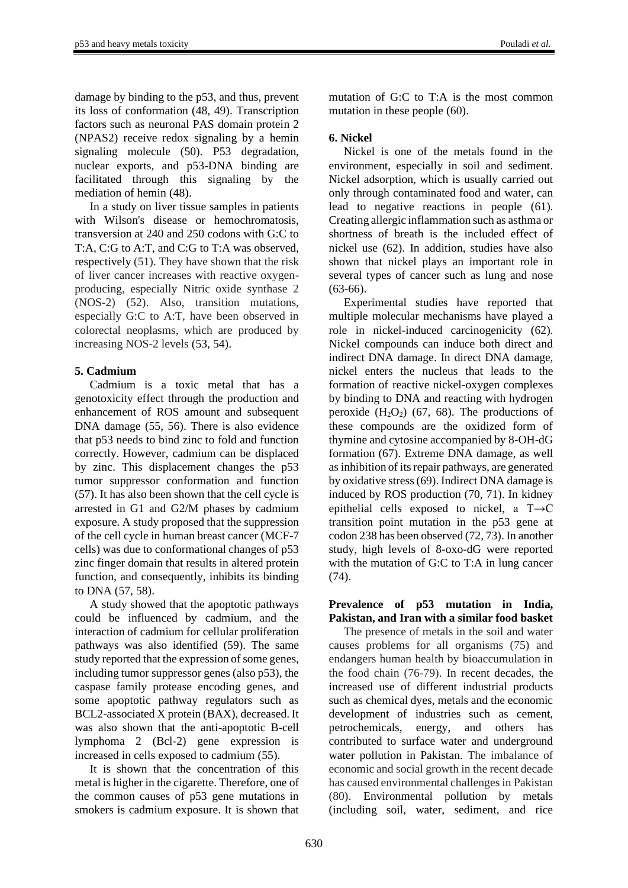damage by binding to the p53, and thus, prevent its loss of conformation (48, 49). Transcription factors such as neuronal PAS domain protein 2 (NPAS2) receive redox signaling by a hemin signaling molecule (50). P53 degradation, nuclear exports, and p53-DNA binding are facilitated through this signaling by the mediation of hemin (48).

In a study on liver tissue samples in patients with Wilson's disease or hemochromatosis, transversion at 240 and 250 codons with G:C to T:A, C:G to A:T, and C:G to T:A was observed, respectively (51). They have shown that the risk of liver cancer increases with reactive oxygen-producing, especially Nitric oxide synthase 2 (NOS-2) (52). Also, transition mutations, especially G:C to A:T, have been observed in colorectal neoplasms, which are produced by increasing NOS-2 levels (53, 54).

### 5. Cadmium

Cadmium is a toxic metal that has a genotoxicity effect through the production and enhancement of ROS amount and subsequent DNA damage (55, 56). There is also evidence that p53 needs to bind zinc to fold and function correctly. However, cadmium can be displaced by zinc. This displacement changes the p53 tumor suppressor conformation and function (57). It has also been shown that the cell cycle is arrested in G1 and G2/M phases by cadmium exposure. A study proposed that the suppression of the cell cycle in human breast cancer (MCF-7 cells) was due to conformational changes of p53 zinc finger domain that results in altered protein function, and consequently, inhibits its binding to DNA (57, 58).

A study showed that the apoptotic pathways could be influenced by cadmium, and the interaction of cadmium for cellular proliferation pathways was also identified (59). The same study reported that the expression of some genes, including tumor suppressor genes (also p53), the caspase family protease encoding genes, and some apoptotic pathway regulators such as BCL2-associated X protein (BAX), decreased. It was also shown that the anti-apoptotic B-cell lymphoma 2 (Bcl-2) gene expression is increased in cells exposed to cadmium (55).

It is shown that the concentration of this metal is higher in the cigarette. Therefore, one of the common causes of p53 gene mutations in smokers is cadmium exposure. It is shown that mutation of G:C to T:A is the most common mutation in these people (60).

### 6. Nickel

Nickel is one of the metals found in the environment, especially in soil and sediment. Nickel adsorption, which is usually carried out only through contaminated food and water, can lead to negative reactions in people (61). Creating allergic inflammation such as asthma or shortness of breath is the included effect of nickel use (62). In addition, studies have also shown that nickel plays an important role in several types of cancer such as lung and nose (63-66).

Experimental studies have reported that multiple molecular mechanisms have played a role in nickel-induced carcinogenicity (62). Nickel compounds can induce both direct and indirect DNA damage. In direct DNA damage, nickel enters the nucleus that leads to the formation of reactive nickel-oxygen complexes by binding to DNA and reacting with hydrogen peroxide ($H_2O_2$) (67, 68). The productions of these compounds are the oxidized form of thymine and cytosine accompanied by 8-OH-dG formation (67). Extreme DNA damage, as well as inhibition of its repair pathways, are generated by oxidative stress (69). Indirect DNA damage is induced by ROS production (70, 71). In kidney epithelial cells exposed to nickel, a T→C transition point mutation in the p53 gene at codon 238 has been observed (72, 73). In another study, high levels of 8-oxo-dG were reported with the mutation of G:C to T:A in lung cancer (74).

## Prevalence of p53 mutation in India, Pakistan, and Iran with a similar food basket

The presence of metals in the soil and water causes problems for all organisms (75) and endangers human health by bioaccumulation in the food chain (76-79). In recent decades, the increased use of different industrial products such as chemical dyes, metals and the economic development of industries such as cement, petrochemicals, energy, and others has contributed to surface water and underground water pollution in Pakistan. The imbalance of economic and social growth in the recent decade has caused environmental challenges in Pakistan (80). Environmental pollution by metals (including soil, water, sediment, and rice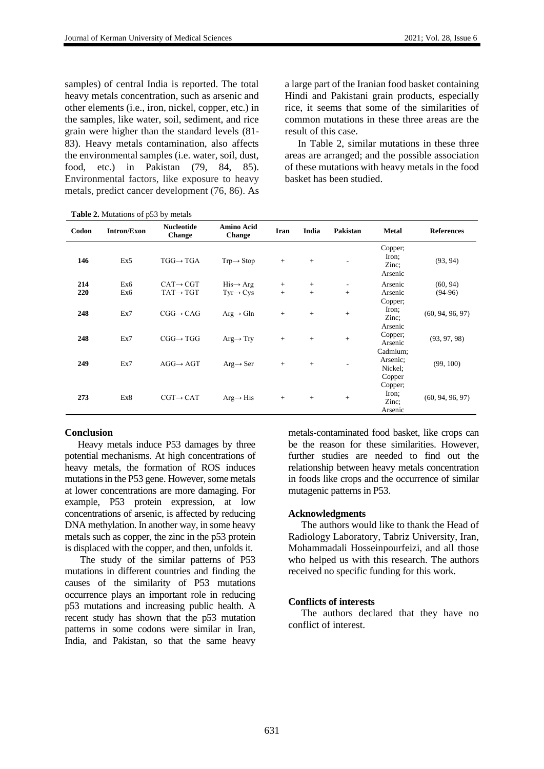samples) of central India is reported. The total heavy metals concentration, such as arsenic and other elements (i.e., iron, nickel, copper, etc.) in the samples, like water, soil, sediment, and rice grain were higher than the standard levels (81-83). Heavy metals contamination, also affects the environmental samples (i.e. water, soil, dust, food, etc.) in Pakistan (79, 84, 85). Environmental factors, like exposure to heavy metals, predict cancer development (76, 86). As a large part of the Iranian food basket containing Hindi and Pakistani grain products, especially rice, it seems that some of the similarities of common mutations in these three areas are the result of this case.

In Table 2, similar mutations in these three areas are arranged; and the possible association of these mutations with heavy metals in the food basket has been studied.

**Table 2.** Mutations of p53 by metals

| Codon | Intron/Exon | Nucleotide Change | Amino Acid Change | Iran | India | Pakistan | Metal | References |
|---|---|---|---|---|---|---|---|---|
| **146** | Ex5 | TGG→ TGA | Trp→ Stop | + | + | - | Copper; Iron; Zinc; Arsenic | (93, 94) |
| **214** | Ex6 | CAT→ CGT | His→ Arg | + | + | - | Arsenic | (60, 94) |
| **220** | Ex6 | TAT→ TGT | Tyr→ Cys | + | + | + | Arsenic | (94-96) |
| **248** | Ex7 | CGG→ CAG | Arg→ Gln | + | + | + | Copper; Iron; Zinc; Arsenic | (60, 94, 96, 97) |
| **248** | Ex7 | CGG→ TGG | Arg→ Try | + | + | + | Copper; Arsenic | (93, 97, 98) |
| **249** | Ex7 | AGG→ AGT | Arg→ Ser | + | + | - | Cadmium; Arsenic; Nickel; Copper | (99, 100) |
| **273** | Ex8 | CGT→ CAT | Arg→ His | + | + | + | Copper; Iron; Zinc; Arsenic | (60, 94, 96, 97) |

## Conclusion

Heavy metals induce P53 damages by three potential mechanisms. At high concentrations of heavy metals, the formation of ROS induces mutations in the P53 gene. However, some metals at lower concentrations are more damaging. For example, P53 protein expression, at low concentrations of arsenic, is affected by reducing DNA methylation. In another way, in some heavy metals such as copper, the zinc in the p53 protein is displaced with the copper, and then, unfolds it.

The study of the similar patterns of P53 mutations in different countries and finding the causes of the similarity of P53 mutations occurrence plays an important role in reducing p53 mutations and increasing public health. A recent study has shown that the p53 mutation patterns in some codons were similar in Iran, India, and Pakistan, so that the same heavy metals-contaminated food basket, like crops can be the reason for these similarities. However, further studies are needed to find out the relationship between heavy metals concentration in foods like crops and the occurrence of similar mutagenic patterns in P53.

### Acknowledgments

The authors would like to thank the Head of Radiology Laboratory, Tabriz University, Iran, Mohammadali Hosseinpourfeizi, and all those who helped us with this research. The authors received no specific funding for this work.

### Conflicts of interests

The authors declared that they have no conflict of interest.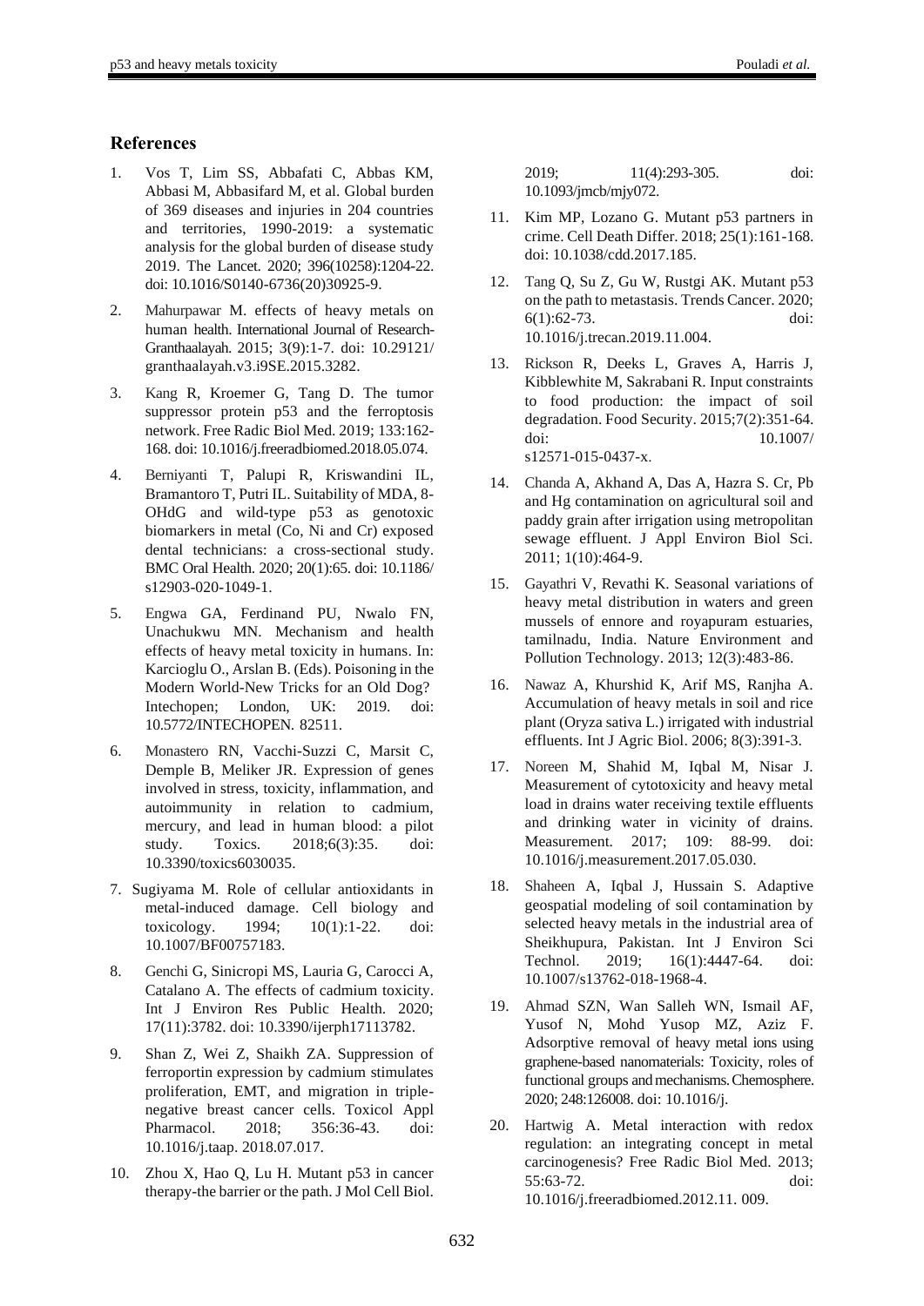## References

1. Vos T, Lim SS, Abbafati C, Abbas KM, Abbasi M, Abbasifard M, et al. Global burden of 369 diseases and injuries in 204 countries and territories, 1990-2019: a systematic analysis for the global burden of disease study 2019. The Lancet. 2020; 396(10258):1204-22. doi: 10.1016/S0140-6736(20)30925-9.

2. Mahurpawar M. effects of heavy metals on human health. International Journal of Research-Granthaalayah. 2015; 3(9):1-7. doi: 10.29121/ granthaalayah.v3.i9SE.2015.3282.

3. Kang R, Kroemer G, Tang D. The tumor suppressor protein p53 and the ferroptosis network. Free Radic Biol Med. 2019; 133:162-168. doi: 10.1016/j.freeradbiomed.2018.05.074.

4. Berniyanti T, Palupi R, Kriswandini IL, Bramantoro T, Putri IL. Suitability of MDA, 8-OHdG and wild-type p53 as genotoxic biomarkers in metal (Co, Ni and Cr) exposed dental technicians: a cross-sectional study. BMC Oral Health. 2020; 20(1):65. doi: 10.1186/ s12903-020-1049-1.

5. Engwa GA, Ferdinand PU, Nwalo FN, Unachukwu MN. Mechanism and health effects of heavy metal toxicity in humans. In: Karcioglu O., Arslan B. (Eds). Poisoning in the Modern World-New Tricks for an Old Dog? Intechopen; London, UK: 2019. doi: 10.5772/INTECHOPEN. 82511.

6. Monastero RN, Vacchi-Suzzi C, Marsit C, Demple B, Meliker JR. Expression of genes involved in stress, toxicity, inflammation, and autoimmunity in relation to cadmium, mercury, and lead in human blood: a pilot study. Toxics. 2018;6(3):35. doi: 10.3390/toxics6030035.

7. Sugiyama M. Role of cellular antioxidants in metal-induced damage. Cell biology and toxicology. 1994; 10(1):1-22. doi: 10.1007/BF00757183.

8. Genchi G, Sinicropi MS, Lauria G, Carocci A, Catalano A. The effects of cadmium toxicity. Int J Environ Res Public Health. 2020; 17(11):3782. doi: 10.3390/ijerph17113782.

9. Shan Z, Wei Z, Shaikh ZA. Suppression of ferroportin expression by cadmium stimulates proliferation, EMT, and migration in triple-negative breast cancer cells. Toxicol Appl Pharmacol. 2018; 356:36-43. doi: 10.1016/j.taap. 2018.07.017.

10. Zhou X, Hao Q, Lu H. Mutant p53 in cancer therapy-the barrier or the path. J Mol Cell Biol. 2019; 11(4):293-305. doi: 10.1093/jmcb/mjy072.

11. Kim MP, Lozano G. Mutant p53 partners in crime. Cell Death Differ. 2018; 25(1):161-168. doi: 10.1038/cdd.2017.185.

12. Tang Q, Su Z, Gu W, Rustgi AK. Mutant p53 on the path to metastasis. Trends Cancer. 2020; 6(1):62-73. doi: 10.1016/j.trecan.2019.11.004.

13. Rickson R, Deeks L, Graves A, Harris J, Kibblewhite M, Sakrabani R. Input constraints to food production: the impact of soil degradation. Food Security. 2015;7(2):351-64. doi: 10.1007/ s12571-015-0437-x.

14. Chanda A, Akhand A, Das A, Hazra S. Cr, Pb and Hg contamination on agricultural soil and paddy grain after irrigation using metropolitan sewage effluent. J Appl Environ Biol Sci. 2011; 1(10):464-9.

15. Gayathri V, Revathi K. Seasonal variations of heavy metal distribution in waters and green mussels of ennore and royapuram estuaries, tamilnadu, India. Nature Environment and Pollution Technology. 2013; 12(3):483-86.

16. Nawaz A, Khurshid K, Arif MS, Ranjha A. Accumulation of heavy metals in soil and rice plant (Oryza sativa L.) irrigated with industrial effluents. Int J Agric Biol. 2006; 8(3):391-3.

17. Noreen M, Shahid M, Iqbal M, Nisar J. Measurement of cytotoxicity and heavy metal load in drains water receiving textile effluents and drinking water in vicinity of drains. Measurement. 2017; 109: 88-99. doi: 10.1016/j.measurement.2017.05.030.

18. Shaheen A, Iqbal J, Hussain S. Adaptive geospatial modeling of soil contamination by selected heavy metals in the industrial area of Sheikhupura, Pakistan. Int J Environ Sci Technol. 2019; 16(1):4447-64. doi: 10.1007/s13762-018-1968-4.

19. Ahmad SZN, Wan Salleh WN, Ismail AF, Yusof N, Mohd Yusop MZ, Aziz F. Adsorptive removal of heavy metal ions using graphene-based nanomaterials: Toxicity, roles of functional groups and mechanisms. Chemosphere. 2020; 248:126008. doi: 10.1016/j.

20. Hartwig A. Metal interaction with redox regulation: an integrating concept in metal carcinogenesis? Free Radic Biol Med. 2013; 55:63-72. doi: 10.1016/j.freeradbiomed.2012.11. 009.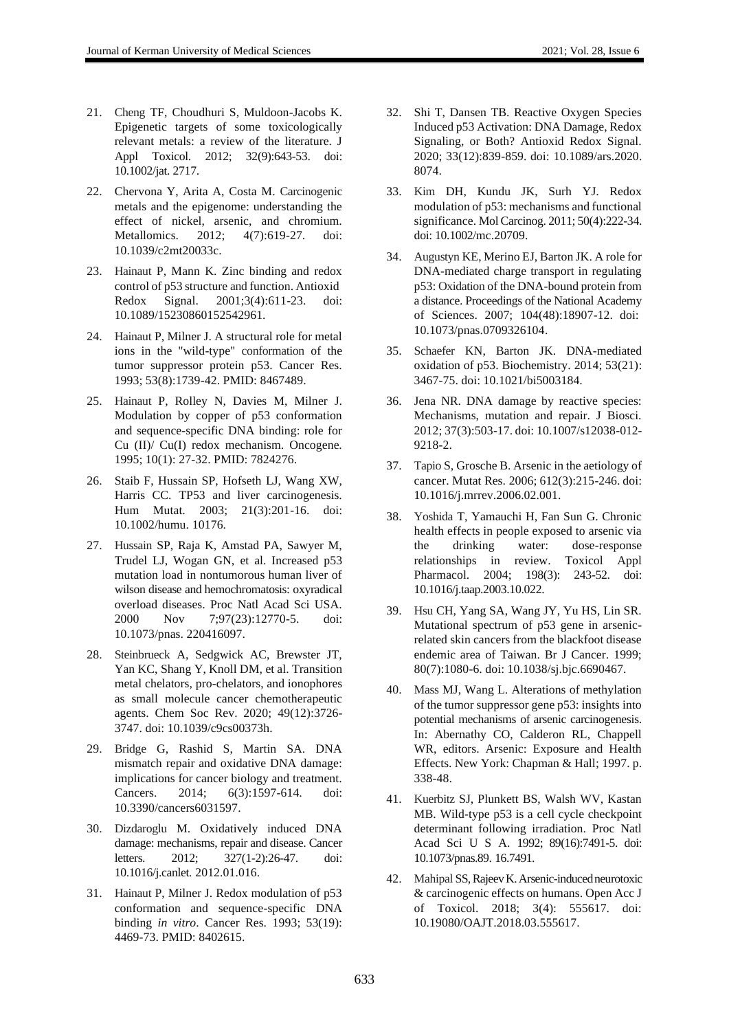21. Cheng TF, Choudhuri S, Muldoon-Jacobs K. Epigenetic targets of some toxicologically relevant metals: a review of the literature. J Appl Toxicol. 2012; 32(9):643-53. doi: 10.1002/jat. 2717.

22. Chervona Y, Arita A, Costa M. Carcinogenic metals and the epigenome: understanding the effect of nickel, arsenic, and chromium. Metallomics. 2012; 4(7):619-27. doi: 10.1039/c2mt20033c.

23. Hainaut P, Mann K. Zinc binding and redox control of p53 structure and function. Antioxid Redox Signal. 2001;3(4):611-23. doi: 10.1089/15230860152542961.

24. Hainaut P, Milner J. A structural role for metal ions in the "wild-type" conformation of the tumor suppressor protein p53. Cancer Res. 1993; 53(8):1739-42. PMID: 8467489.

25. Hainaut P, Rolley N, Davies M, Milner J. Modulation by copper of p53 conformation and sequence-specific DNA binding: role for Cu (II)/ Cu(I) redox mechanism. Oncogene. 1995; 10(1): 27-32. PMID: 7824276.

26. Staib F, Hussain SP, Hofseth LJ, Wang XW, Harris CC. TP53 and liver carcinogenesis. Hum Mutat. 2003; 21(3):201-16. doi: 10.1002/humu. 10176.

27. Hussain SP, Raja K, Amstad PA, Sawyer M, Trudel LJ, Wogan GN, et al. Increased p53 mutation load in nontumorous human liver of wilson disease and hemochromatosis: oxyradical overload diseases. Proc Natl Acad Sci USA. 2000 Nov 7;97(23):12770-5. doi: 10.1073/pnas. 220416097.

28. Steinbrueck A, Sedgwick AC, Brewster JT, Yan KC, Shang Y, Knoll DM, et al. Transition metal chelators, pro-chelators, and ionophores as small molecule cancer chemotherapeutic agents. Chem Soc Rev. 2020; 49(12):3726-3747. doi: 10.1039/c9cs00373h.

29. Bridge G, Rashid S, Martin SA. DNA mismatch repair and oxidative DNA damage: implications for cancer biology and treatment. Cancers. 2014; 6(3):1597-614. doi: 10.3390/cancers6031597.

30. Dizdaroglu M. Oxidatively induced DNA damage: mechanisms, repair and disease. Cancer letters. 2012; 327(1-2):26-47. doi: 10.1016/j.canlet. 2012.01.016.

31. Hainaut P, Milner J. Redox modulation of p53 conformation and sequence-specific DNA binding *in vitro*. Cancer Res. 1993; 53(19): 4469-73. PMID: 8402615.

32. Shi T, Dansen TB. Reactive Oxygen Species Induced p53 Activation: DNA Damage, Redox Signaling, or Both? Antioxid Redox Signal. 2020; 33(12):839-859. doi: 10.1089/ars.2020. 8074.

33. Kim DH, Kundu JK, Surh YJ. Redox modulation of p53: mechanisms and functional significance. Mol Carcinog. 2011; 50(4):222-34. doi: 10.1002/mc.20709.

34. Augustyn KE, Merino EJ, Barton JK. A role for DNA-mediated charge transport in regulating p53: Oxidation of the DNA-bound protein from a distance. Proceedings of the National Academy of Sciences. 2007; 104(48):18907-12. doi: 10.1073/pnas.0709326104.

35. Schaefer KN, Barton JK. DNA-mediated oxidation of p53. Biochemistry. 2014; 53(21): 3467-75. doi: 10.1021/bi5003184.

36. Jena NR. DNA damage by reactive species: Mechanisms, mutation and repair. J Biosci. 2012; 37(3):503-17. doi: 10.1007/s12038-012-9218-2.

37. Tapio S, Grosche B. Arsenic in the aetiology of cancer. Mutat Res. 2006; 612(3):215-246. doi: 10.1016/j.mrrev.2006.02.001.

38. Yoshida T, Yamauchi H, Fan Sun G. Chronic health effects in people exposed to arsenic via the drinking water: dose-response relationships in review. Toxicol Appl Pharmacol. 2004; 198(3): 243-52. doi: 10.1016/j.taap.2003.10.022.

39. Hsu CH, Yang SA, Wang JY, Yu HS, Lin SR. Mutational spectrum of p53 gene in arsenic-related skin cancers from the blackfoot disease endemic area of Taiwan. Br J Cancer. 1999; 80(7):1080-6. doi: 10.1038/sj.bjc.6690467.

40. Mass MJ, Wang L. Alterations of methylation of the tumor suppressor gene p53: insights into potential mechanisms of arsenic carcinogenesis. In: Abernathy CO, Calderon RL, Chappell WR, editors. Arsenic: Exposure and Health Effects. New York: Chapman & Hall; 1997. p. 338-48.

41. Kuerbitz SJ, Plunkett BS, Walsh WV, Kastan MB. Wild-type p53 is a cell cycle checkpoint determinant following irradiation. Proc Natl Acad Sci U S A. 1992; 89(16):7491-5. doi: 10.1073/pnas.89. 16.7491.

42. Mahipal SS, Rajeev K. Arsenic-induced neurotoxic & carcinogenic effects on humans. Open Acc J of Toxicol. 2018; 3(4): 555617. doi: 10.19080/OAJT.2018.03.555617.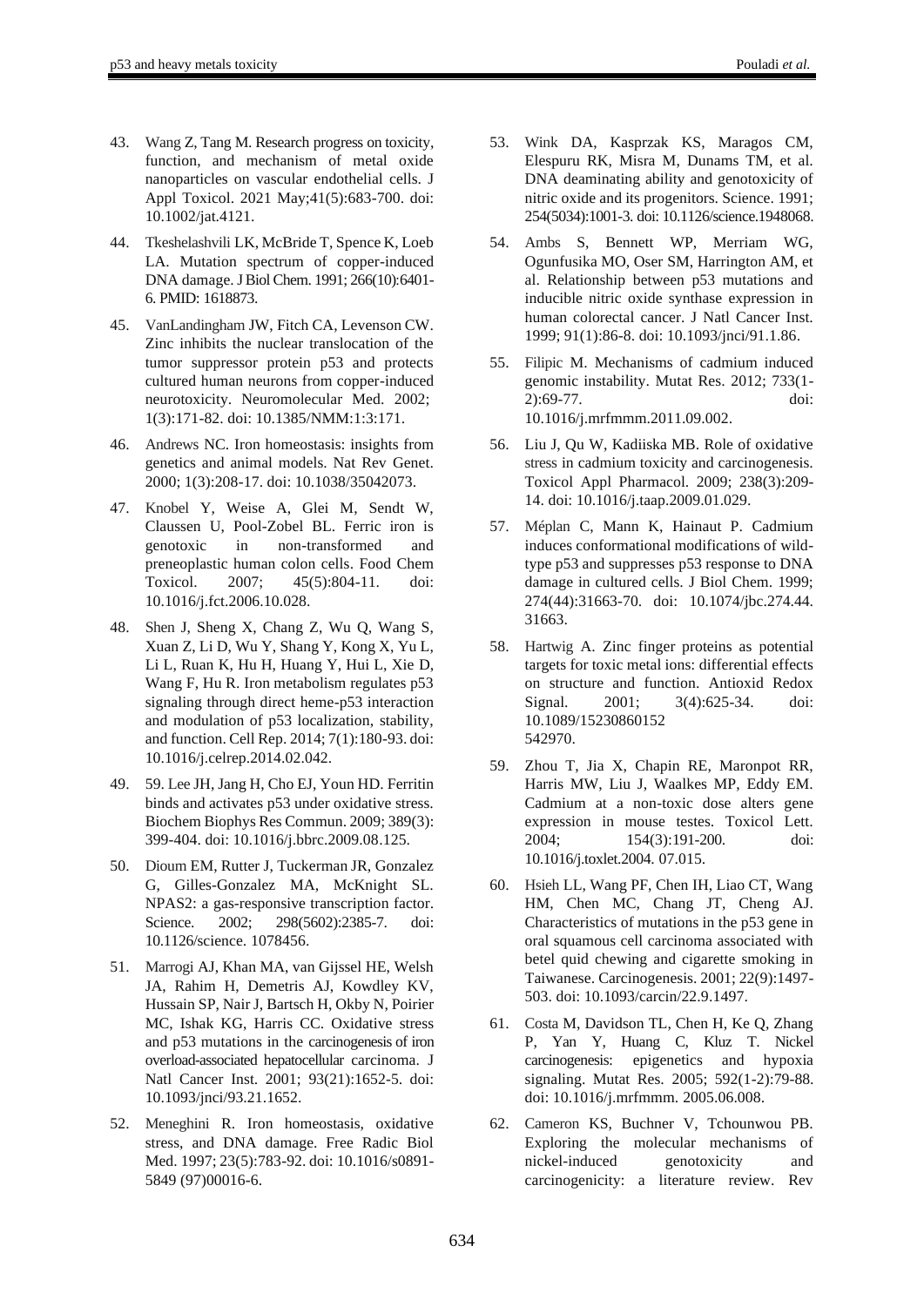43. Wang Z, Tang M. Research progress on toxicity, function, and mechanism of metal oxide nanoparticles on vascular endothelial cells. J Appl Toxicol. 2021 May;41(5):683-700. doi: 10.1002/jat.4121.

44. Tkeshelashvili LK, McBride T, Spence K, Loeb LA. Mutation spectrum of copper-induced DNA damage. J Biol Chem. 1991; 266(10):6401-6. PMID: 1618873.

45. VanLandingham JW, Fitch CA, Levenson CW. Zinc inhibits the nuclear translocation of the tumor suppressor protein p53 and protects cultured human neurons from copper-induced neurotoxicity. Neuromolecular Med. 2002; 1(3):171-82. doi: 10.1385/NMM:1:3:171.

46. Andrews NC. Iron homeostasis: insights from genetics and animal models. Nat Rev Genet. 2000; 1(3):208-17. doi: 10.1038/35042073.

47. Knobel Y, Weise A, Glei M, Sendt W, Claussen U, Pool-Zobel BL. Ferric iron is genotoxic in non-transformed and preneoplastic human colon cells. Food Chem Toxicol. 2007; 45(5):804-11. doi: 10.1016/j.fct.2006.10.028.

48. Shen J, Sheng X, Chang Z, Wu Q, Wang S, Xuan Z, Li D, Wu Y, Shang Y, Kong X, Yu L, Li L, Ruan K, Hu H, Huang Y, Hui L, Xie D, Wang F, Hu R. Iron metabolism regulates p53 signaling through direct heme-p53 interaction and modulation of p53 localization, stability, and function. Cell Rep. 2014; 7(1):180-93. doi: 10.1016/j.celrep.2014.02.042.

49. 59. Lee JH, Jang H, Cho EJ, Youn HD. Ferritin binds and activates p53 under oxidative stress. Biochem Biophys Res Commun. 2009; 389(3): 399-404. doi: 10.1016/j.bbrc.2009.08.125.

50. Dioum EM, Rutter J, Tuckerman JR, Gonzalez G, Gilles-Gonzalez MA, McKnight SL. NPAS2: a gas-responsive transcription factor. Science. 2002; 298(5602):2385-7. doi: 10.1126/science. 1078456.

51. Marrogi AJ, Khan MA, van Gijssel HE, Welsh JA, Rahim H, Demetris AJ, Kowdley KV, Hussain SP, Nair J, Bartsch H, Okby N, Poirier MC, Ishak KG, Harris CC. Oxidative stress and p53 mutations in the carcinogenesis of iron overload-associated hepatocellular carcinoma. J Natl Cancer Inst. 2001; 93(21):1652-5. doi: 10.1093/jnci/93.21.1652.

52. Meneghini R. Iron homeostasis, oxidative stress, and DNA damage. Free Radic Biol Med. 1997; 23(5):783-92. doi: 10.1016/s0891-5849 (97)00016-6.

53. Wink DA, Kasprzak KS, Maragos CM, Elespuru RK, Misra M, Dunams TM, et al. DNA deaminating ability and genotoxicity of nitric oxide and its progenitors. Science. 1991; 254(5034):1001-3. doi: 10.1126/science.1948068.

54. Ambs S, Bennett WP, Merriam WG, Ogunfusika MO, Oser SM, Harrington AM, et al. Relationship between p53 mutations and inducible nitric oxide synthase expression in human colorectal cancer. J Natl Cancer Inst. 1999; 91(1):86-8. doi: 10.1093/jnci/91.1.86.

55. Filipic M. Mechanisms of cadmium induced genomic instability. Mutat Res. 2012; 733(1-2):69-77. doi: 10.1016/j.mrfmmm.2011.09.002.

56. Liu J, Qu W, Kadiiska MB. Role of oxidative stress in cadmium toxicity and carcinogenesis. Toxicol Appl Pharmacol. 2009; 238(3):209-14. doi: 10.1016/j.taap.2009.01.029.

57. Méplan C, Mann K, Hainaut P. Cadmium induces conformational modifications of wild-type p53 and suppresses p53 response to DNA damage in cultured cells. J Biol Chem. 1999; 274(44):31663-70. doi: 10.1074/jbc.274.44. 31663.

58. Hartwig A. Zinc finger proteins as potential targets for toxic metal ions: differential effects on structure and function. Antioxid Redox Signal. 2001; 3(4):625-34. doi: 10.1089/15230860152 542970.

59. Zhou T, Jia X, Chapin RE, Maronpot RR, Harris MW, Liu J, Waalkes MP, Eddy EM. Cadmium at a non-toxic dose alters gene expression in mouse testes. Toxicol Lett. 2004; 154(3):191-200. doi: 10.1016/j.toxlet.2004. 07.015.

60. Hsieh LL, Wang PF, Chen IH, Liao CT, Wang HM, Chen MC, Chang JT, Cheng AJ. Characteristics of mutations in the p53 gene in oral squamous cell carcinoma associated with betel quid chewing and cigarette smoking in Taiwanese. Carcinogenesis. 2001; 22(9):1497-503. doi: 10.1093/carcin/22.9.1497.

61. Costa M, Davidson TL, Chen H, Ke Q, Zhang P, Yan Y, Huang C, Kluz T. Nickel carcinogenesis: epigenetics and hypoxia signaling. Mutat Res. 2005; 592(1-2):79-88. doi: 10.1016/j.mrfmmm. 2005.06.008.

62. Cameron KS, Buchner V, Tchounwou PB. Exploring the molecular mechanisms of nickel-induced genotoxicity and carcinogenicity: a literature review. Rev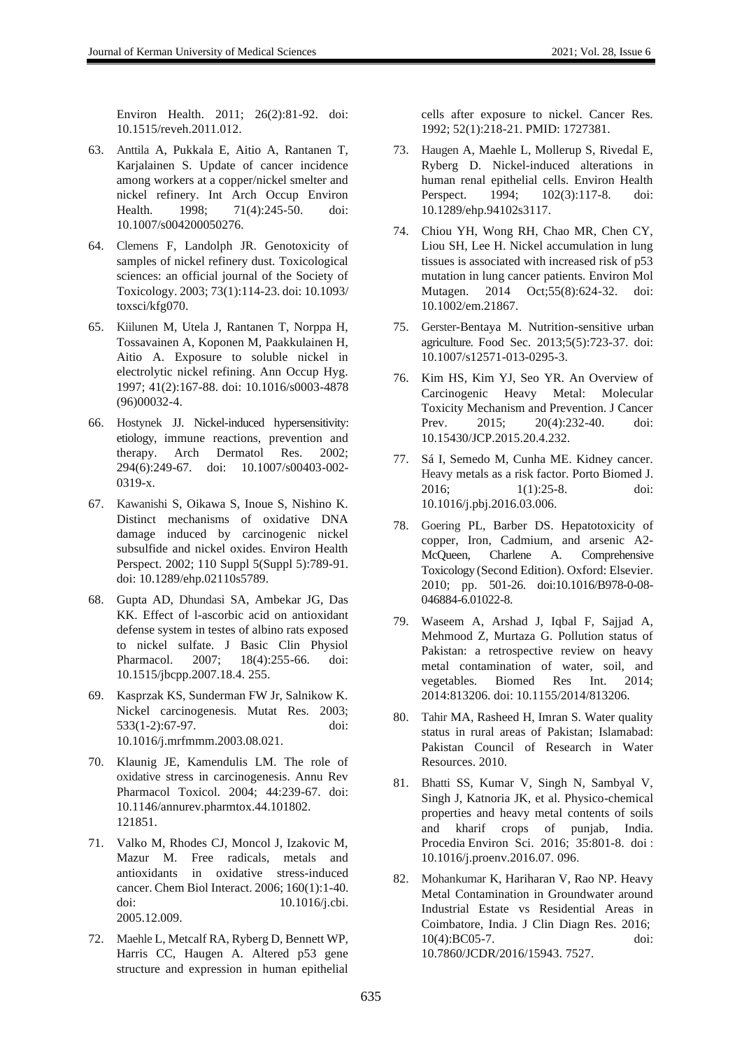Environ Health. 2011; 26(2):81-92. doi: 10.1515/reveh.2011.012.

63. Anttila A, Pukkala E, Aitio A, Rantanen T, Karjalainen S. Update of cancer incidence among workers at a copper/nickel smelter and nickel refinery. Int Arch Occup Environ Health. 1998; 71(4):245-50. doi: 10.1007/s004200050276.

64. Clemens F, Landolph JR. Genotoxicity of samples of nickel refinery dust. Toxicological sciences: an official journal of the Society of Toxicology. 2003; 73(1):114-23. doi: 10.1093/ toxsci/kfg070.

65. Kiilunen M, Utela J, Rantanen T, Norppa H, Tossavainen A, Koponen M, Paakkulainen H, Aitio A. Exposure to soluble nickel in electrolytic nickel refining. Ann Occup Hyg. 1997; 41(2):167-88. doi: 10.1016/s0003-4878 (96)00032-4.

66. Hostynek JJ. Nickel-induced hypersensitivity: etiology, immune reactions, prevention and therapy. Arch Dermatol Res. 2002; 294(6):249-67. doi: 10.1007/s00403-002-0319-x.

67. Kawanishi S, Oikawa S, Inoue S, Nishino K. Distinct mechanisms of oxidative DNA damage induced by carcinogenic nickel subsulfide and nickel oxides. Environ Health Perspect. 2002; 110 Suppl 5(Suppl 5):789-91. doi: 10.1289/ehp.02110s5789.

68. Gupta AD, Dhundasi SA, Ambekar JG, Das KK. Effect of l-ascorbic acid on antioxidant defense system in testes of albino rats exposed to nickel sulfate. J Basic Clin Physiol Pharmacol. 2007; 18(4):255-66. doi: 10.1515/jbcpp.2007.18.4. 255.

69. Kasprzak KS, Sunderman FW Jr, Salnikow K. Nickel carcinogenesis. Mutat Res. 2003; 533(1-2):67-97. doi: 10.1016/j.mrfmmm.2003.08.021.

70. Klaunig JE, Kamendulis LM. The role of oxidative stress in carcinogenesis. Annu Rev Pharmacol Toxicol. 2004; 44:239-67. doi: 10.1146/annurev.pharmtox.44.101802. 121851.

71. Valko M, Rhodes CJ, Moncol J, Izakovic M, Mazur M. Free radicals, metals and antioxidants in oxidative stress-induced cancer. Chem Biol Interact. 2006; 160(1):1-40. doi: 10.1016/j.cbi. 2005.12.009.

72. Maehle L, Metcalf RA, Ryberg D, Bennett WP, Harris CC, Haugen A. Altered p53 gene structure and expression in human epithelial cells after exposure to nickel. Cancer Res. 1992; 52(1):218-21. PMID: 1727381.

73. Haugen A, Maehle L, Mollerup S, Rivedal E, Ryberg D. Nickel-induced alterations in human renal epithelial cells. Environ Health Perspect. 1994; 102(3):117-8. doi: 10.1289/ehp.94102s3117.

74. Chiou YH, Wong RH, Chao MR, Chen CY, Liou SH, Lee H. Nickel accumulation in lung tissues is associated with increased risk of p53 mutation in lung cancer patients. Environ Mol Mutagen. 2014 Oct;55(8):624-32. doi: 10.1002/em.21867.

75. Gerster-Bentaya M. Nutrition-sensitive urban agriculture. Food Sec. 2013;5(5):723-37. doi: 10.1007/s12571-013-0295-3.

76. Kim HS, Kim YJ, Seo YR. An Overview of Carcinogenic Heavy Metal: Molecular Toxicity Mechanism and Prevention. J Cancer Prev. 2015; 20(4):232-40. doi: 10.15430/JCP.2015.20.4.232.

77. Sá I, Semedo M, Cunha ME. Kidney cancer. Heavy metals as a risk factor. Porto Biomed J. 2016; 1(1):25-8. doi: 10.1016/j.pbj.2016.03.006.

78. Goering PL, Barber DS. Hepatotoxicity of copper, Iron, Cadmium, and arsenic A2-McQueen, Charlene A. Comprehensive Toxicology (Second Edition). Oxford: Elsevier. 2010; pp. 501-26. doi:10.1016/B978-0-08-046884-6.01022-8.

79. Waseem A, Arshad J, Iqbal F, Sajjad A, Mehmood Z, Murtaza G. Pollution status of Pakistan: a retrospective review on heavy metal contamination of water, soil, and vegetables. Biomed Res Int. 2014; 2014:813206. doi: 10.1155/2014/813206.

80. Tahir MA, Rasheed H, Imran S. Water quality status in rural areas of Pakistan; Islamabad: Pakistan Council of Research in Water Resources. 2010.

81. Bhatti SS, Kumar V, Singh N, Sambyal V, Singh J, Katnoria JK, et al. Physico-chemical properties and heavy metal contents of soils and kharif crops of punjab, India. Procedia Environ Sci. 2016; 35:801-8. doi : 10.1016/j.proenv.2016.07. 096.

82. Mohankumar K, Hariharan V, Rao NP. Heavy Metal Contamination in Groundwater around Industrial Estate vs Residential Areas in Coimbatore, India. J Clin Diagn Res. 2016; 10(4):BC05-7. doi: 10.7860/JCDR/2016/15943. 7527.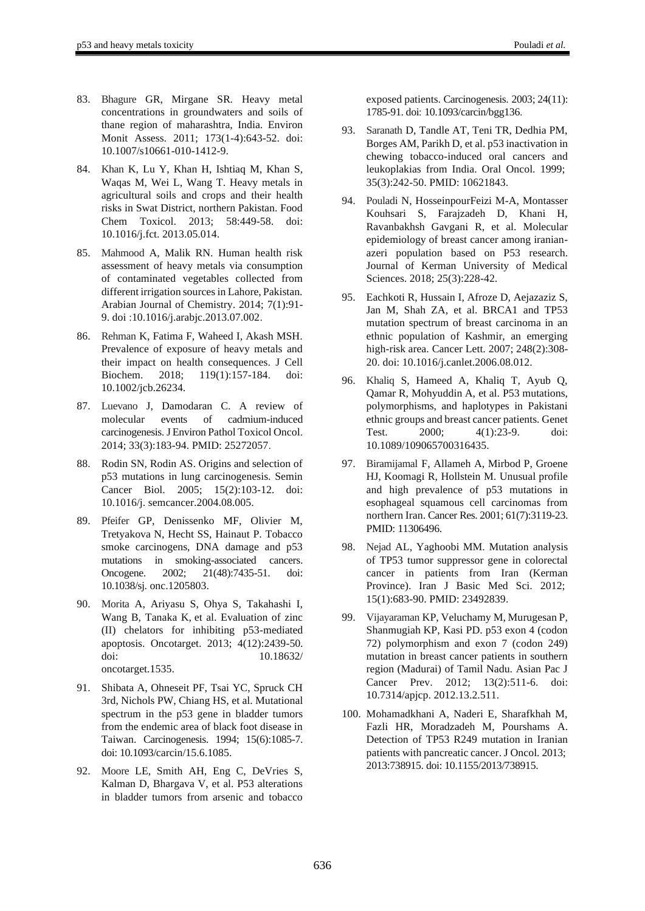83. Bhagure GR, Mirgane SR. Heavy metal concentrations in groundwaters and soils of thane region of maharashtra, India. Environ Monit Assess. 2011; 173(1-4):643-52. doi: 10.1007/s10661-010-1412-9.

84. Khan K, Lu Y, Khan H, Ishtiaq M, Khan S, Waqas M, Wei L, Wang T. Heavy metals in agricultural soils and crops and their health risks in Swat District, northern Pakistan. Food Chem Toxicol. 2013; 58:449-58. doi: 10.1016/j.fct. 2013.05.014.

85. Mahmood A, Malik RN. Human health risk assessment of heavy metals via consumption of contaminated vegetables collected from different irrigation sources in Lahore, Pakistan. Arabian Journal of Chemistry. 2014; 7(1):91-9. doi :10.1016/j.arabjc.2013.07.002.

86. Rehman K, Fatima F, Waheed I, Akash MSH. Prevalence of exposure of heavy metals and their impact on health consequences. J Cell Biochem. 2018; 119(1):157-184. doi: 10.1002/jcb.26234.

87. Luevano J, Damodaran C. A review of molecular events of cadmium-induced carcinogenesis. J Environ Pathol Toxicol Oncol. 2014; 33(3):183-94. PMID: 25272057.

88. Rodin SN, Rodin AS. Origins and selection of p53 mutations in lung carcinogenesis. Semin Cancer Biol. 2005; 15(2):103-12. doi: 10.1016/j. semcancer.2004.08.005.

89. Pfeifer GP, Denissenko MF, Olivier M, Tretyakova N, Hecht SS, Hainaut P. Tobacco smoke carcinogens, DNA damage and p53 mutations in smoking-associated cancers. Oncogene. 2002; 21(48):7435-51. doi: 10.1038/sj. onc.1205803.

90. Morita A, Ariyasu S, Ohya S, Takahashi I, Wang B, Tanaka K, et al. Evaluation of zinc (II) chelators for inhibiting p53-mediated apoptosis. Oncotarget. 2013; 4(12):2439-50. doi: 10.18632/ oncotarget.1535.

91. Shibata A, Ohneseit PF, Tsai YC, Spruck CH 3rd, Nichols PW, Chiang HS, et al. Mutational spectrum in the p53 gene in bladder tumors from the endemic area of black foot disease in Taiwan. Carcinogenesis. 1994; 15(6):1085-7. doi: 10.1093/carcin/15.6.1085.

92. Moore LE, Smith AH, Eng C, DeVries S, Kalman D, Bhargava V, et al. P53 alterations in bladder tumors from arsenic and tobacco exposed patients. Carcinogenesis. 2003; 24(11): 1785-91. doi: 10.1093/carcin/bgg136.

93. Saranath D, Tandle AT, Teni TR, Dedhia PM, Borges AM, Parikh D, et al. p53 inactivation in chewing tobacco-induced oral cancers and leukoplakias from India. Oral Oncol. 1999; 35(3):242-50. PMID: 10621843.

94. Pouladi N, HosseinpourFeizi M-A, Montasser Kouhsari S, Farajzadeh D, Khani H, Ravanbakhsh Gavgani R, et al. Molecular epidemiology of breast cancer among iranian-azeri population based on P53 research. Journal of Kerman University of Medical Sciences. 2018; 25(3):228-42.

95. Eachkoti R, Hussain I, Afroze D, Aejazaziz S, Jan M, Shah ZA, et al. BRCA1 and TP53 mutation spectrum of breast carcinoma in an ethnic population of Kashmir, an emerging high-risk area. Cancer Lett. 2007; 248(2):308-20. doi: 10.1016/j.canlet.2006.08.012.

96. Khaliq S, Hameed A, Khaliq T, Ayub Q, Qamar R, Mohyuddin A, et al. P53 mutations, polymorphisms, and haplotypes in Pakistani ethnic groups and breast cancer patients. Genet Test. 2000; 4(1):23-9. doi: 10.1089/109065700316435.

97. Biramijamal F, Allameh A, Mirbod P, Groene HJ, Koomagi R, Hollstein M. Unusual profile and high prevalence of p53 mutations in esophageal squamous cell carcinomas from northern Iran. Cancer Res. 2001; 61(7):3119-23. PMID: 11306496.

98. Nejad AL, Yaghoobi MM. Mutation analysis of TP53 tumor suppressor gene in colorectal cancer in patients from Iran (Kerman Province). Iran J Basic Med Sci. 2012; 15(1):683-90. PMID: 23492839.

99. Vijayaraman KP, Veluchamy M, Murugesan P, Shanmugiah KP, Kasi PD. p53 exon 4 (codon 72) polymorphism and exon 7 (codon 249) mutation in breast cancer patients in southern region (Madurai) of Tamil Nadu. Asian Pac J Cancer Prev. 2012; 13(2):511-6. doi: 10.7314/apjcp. 2012.13.2.511.

100. Mohamadkhani A, Naderi E, Sharafkhah M, Fazli HR, Moradzadeh M, Pourshams A. Detection of TP53 R249 mutation in Iranian patients with pancreatic cancer. J Oncol. 2013; 2013:738915. doi: 10.1155/2013/738915.